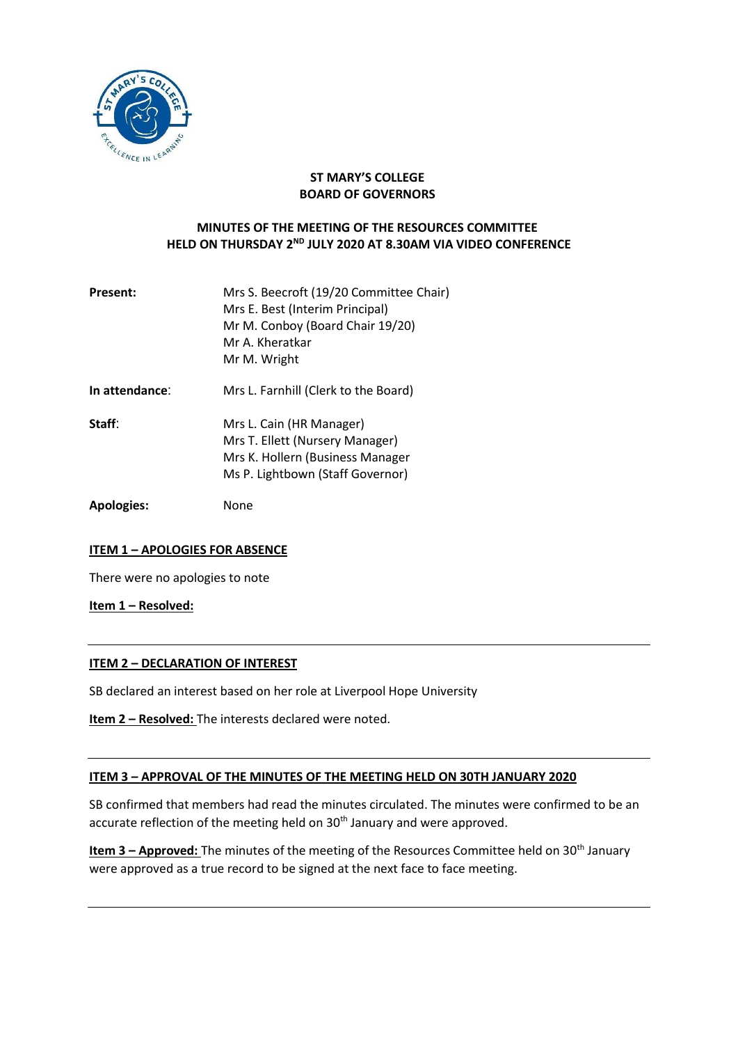**ST MARY'S COLLEGE**
**BOARD OF GOVERNORS**

**MINUTES OF THE MEETING OF THE RESOURCES COMMITTEE HELD ON THURSDAY 2ND JULY 2020 AT 8.30AM VIA VIDEO CONFERENCE**

| | |
|---|---|
| **Present:** | Mrs S. Beecroft (19/20 Committee Chair)<br>Mrs E. Best (Interim Principal)<br>Mr M. Conboy (Board Chair 19/20)<br>Mr A. Kheratkar<br>Mr M. Wright |
| **In attendance**: | Mrs L. Farnhill (Clerk to the Board) |
| **Staff**: | Mrs L. Cain (HR Manager)<br>Mrs T. Ellett (Nursery Manager)<br>Mrs K. Hollern (Business Manager<br>Ms P. Lightbown (Staff Governor) |
| **Apologies:** | None |

**ITEM 1 – APOLOGIES FOR ABSENCE**

There were no apologies to note

**Item 1 – Resolved:**

---

**ITEM 2 – DECLARATION OF INTEREST**

SB declared an interest based on her role at Liverpool Hope University

**Item 2 – Resolved:** The interests declared were noted.

---

**ITEM 3 – APPROVAL OF THE MINUTES OF THE MEETING HELD ON 30TH JANUARY 2020**

SB confirmed that members had read the minutes circulated. The minutes were confirmed to be an accurate reflection of the meeting held on 30th January and were approved.

**Item 3 – Approved:** The minutes of the meeting of the Resources Committee held on 30th January were approved as a true record to be signed at the next face to face meeting.

---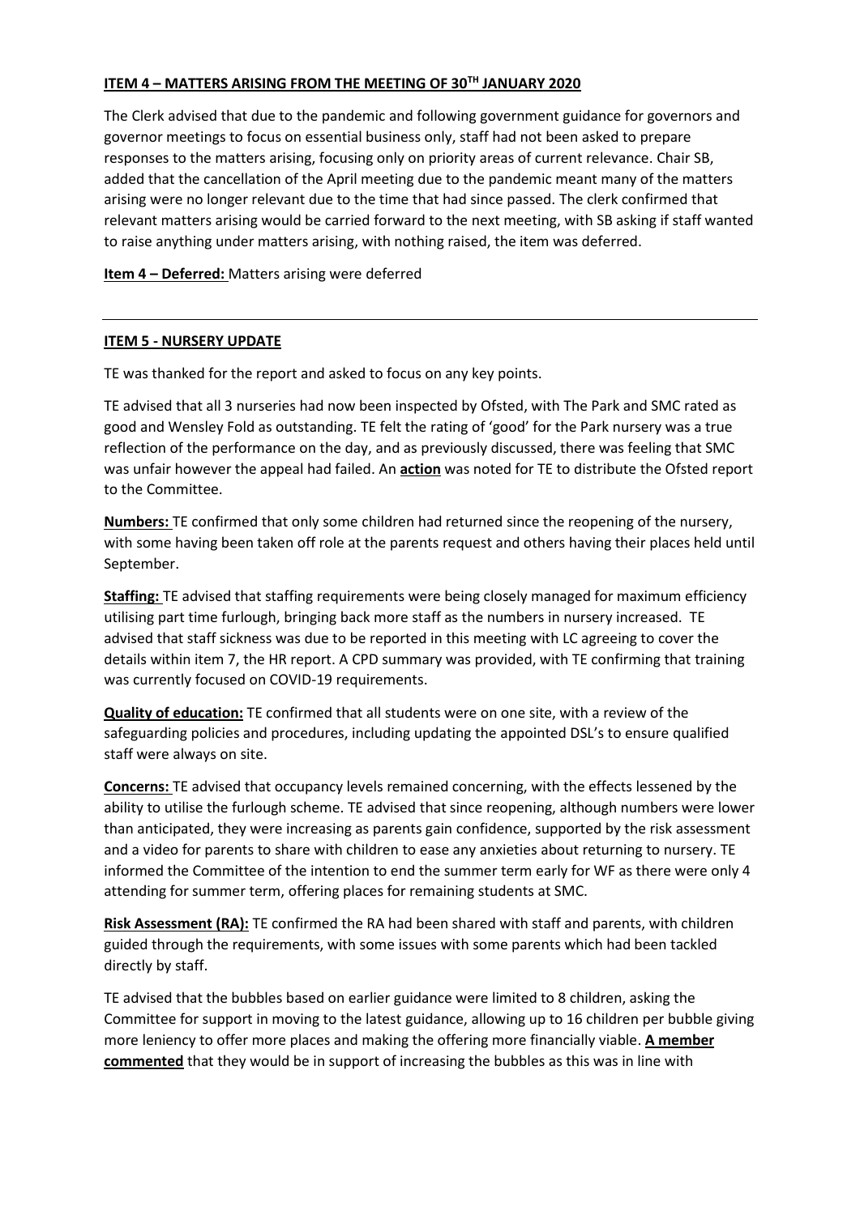**ITEM 4 – MATTERS ARISING FROM THE MEETING OF 30TH JANUARY 2020**

The Clerk advised that due to the pandemic and following government guidance for governors and governor meetings to focus on essential business only, staff had not been asked to prepare responses to the matters arising, focusing only on priority areas of current relevance. Chair SB, added that the cancellation of the April meeting due to the pandemic meant many of the matters arising were no longer relevant due to the time that had since passed. The clerk confirmed that relevant matters arising would be carried forward to the next meeting, with SB asking if staff wanted to raise anything under matters arising, with nothing raised, the item was deferred.

**Item 4 – Deferred:** Matters arising were deferred

---

**ITEM 5 - NURSERY UPDATE**

TE was thanked for the report and asked to focus on any key points.

TE advised that all 3 nurseries had now been inspected by Ofsted, with The Park and SMC rated as good and Wensley Fold as outstanding. TE felt the rating of 'good' for the Park nursery was a true reflection of the performance on the day, and as previously discussed, there was feeling that SMC was unfair however the appeal had failed. An **action** was noted for TE to distribute the Ofsted report to the Committee.

**Numbers:** TE confirmed that only some children had returned since the reopening of the nursery, with some having been taken off role at the parents request and others having their places held until September.

**Staffing:** TE advised that staffing requirements were being closely managed for maximum efficiency utilising part time furlough, bringing back more staff as the numbers in nursery increased. TE advised that staff sickness was due to be reported in this meeting with LC agreeing to cover the details within item 7, the HR report. A CPD summary was provided, with TE confirming that training was currently focused on COVID-19 requirements.

**Quality of education:** TE confirmed that all students were on one site, with a review of the safeguarding policies and procedures, including updating the appointed DSL's to ensure qualified staff were always on site.

**Concerns:** TE advised that occupancy levels remained concerning, with the effects lessened by the ability to utilise the furlough scheme. TE advised that since reopening, although numbers were lower than anticipated, they were increasing as parents gain confidence, supported by the risk assessment and a video for parents to share with children to ease any anxieties about returning to nursery. TE informed the Committee of the intention to end the summer term early for WF as there were only 4 attending for summer term, offering places for remaining students at SMC.

**Risk Assessment (RA):** TE confirmed the RA had been shared with staff and parents, with children guided through the requirements, with some issues with some parents which had been tackled directly by staff.

TE advised that the bubbles based on earlier guidance were limited to 8 children, asking the Committee for support in moving to the latest guidance, allowing up to 16 children per bubble giving more leniency to offer more places and making the offering more financially viable. **A member commented** that they would be in support of increasing the bubbles as this was in line with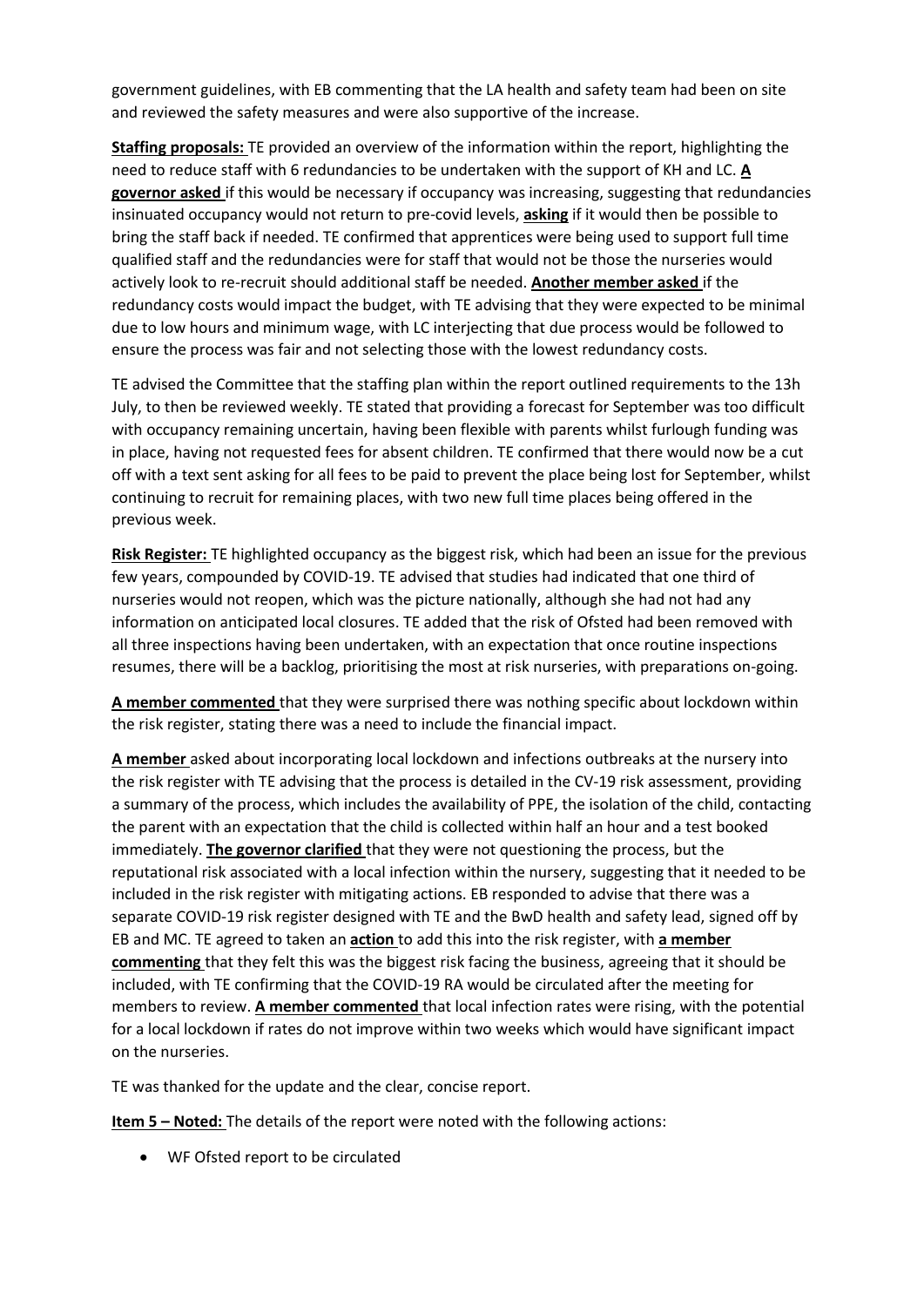government guidelines, with EB commenting that the LA health and safety team had been on site and reviewed the safety measures and were also supportive of the increase.

**Staffing proposals:** TE provided an overview of the information within the report, highlighting the need to reduce staff with 6 redundancies to be undertaken with the support of KH and LC. **A governor asked** if this would be necessary if occupancy was increasing, suggesting that redundancies insinuated occupancy would not return to pre-covid levels, **asking** if it would then be possible to bring the staff back if needed. TE confirmed that apprentices were being used to support full time qualified staff and the redundancies were for staff that would not be those the nurseries would actively look to re-recruit should additional staff be needed. **Another member asked** if the redundancy costs would impact the budget, with TE advising that they were expected to be minimal due to low hours and minimum wage, with LC interjecting that due process would be followed to ensure the process was fair and not selecting those with the lowest redundancy costs.

TE advised the Committee that the staffing plan within the report outlined requirements to the 13h July, to then be reviewed weekly. TE stated that providing a forecast for September was too difficult with occupancy remaining uncertain, having been flexible with parents whilst furlough funding was in place, having not requested fees for absent children. TE confirmed that there would now be a cut off with a text sent asking for all fees to be paid to prevent the place being lost for September, whilst continuing to recruit for remaining places, with two new full time places being offered in the previous week.

**Risk Register:** TE highlighted occupancy as the biggest risk, which had been an issue for the previous few years, compounded by COVID-19. TE advised that studies had indicated that one third of nurseries would not reopen, which was the picture nationally, although she had not had any information on anticipated local closures. TE added that the risk of Ofsted had been removed with all three inspections having been undertaken, with an expectation that once routine inspections resumes, there will be a backlog, prioritising the most at risk nurseries, with preparations on-going.

**A member commented** that they were surprised there was nothing specific about lockdown within the risk register, stating there was a need to include the financial impact.

**A member** asked about incorporating local lockdown and infections outbreaks at the nursery into the risk register with TE advising that the process is detailed in the CV-19 risk assessment, providing a summary of the process, which includes the availability of PPE, the isolation of the child, contacting the parent with an expectation that the child is collected within half an hour and a test booked immediately. **The governor clarified** that they were not questioning the process, but the reputational risk associated with a local infection within the nursery, suggesting that it needed to be included in the risk register with mitigating actions. EB responded to advise that there was a separate COVID-19 risk register designed with TE and the BwD health and safety lead, signed off by EB and MC. TE agreed to taken an **action** to add this into the risk register, with **a member commenting** that they felt this was the biggest risk facing the business, agreeing that it should be included, with TE confirming that the COVID-19 RA would be circulated after the meeting for members to review. **A member commented** that local infection rates were rising, with the potential for a local lockdown if rates do not improve within two weeks which would have significant impact on the nurseries.

TE was thanked for the update and the clear, concise report.

**Item 5 – Noted:** The details of the report were noted with the following actions:

- WF Ofsted report to be circulated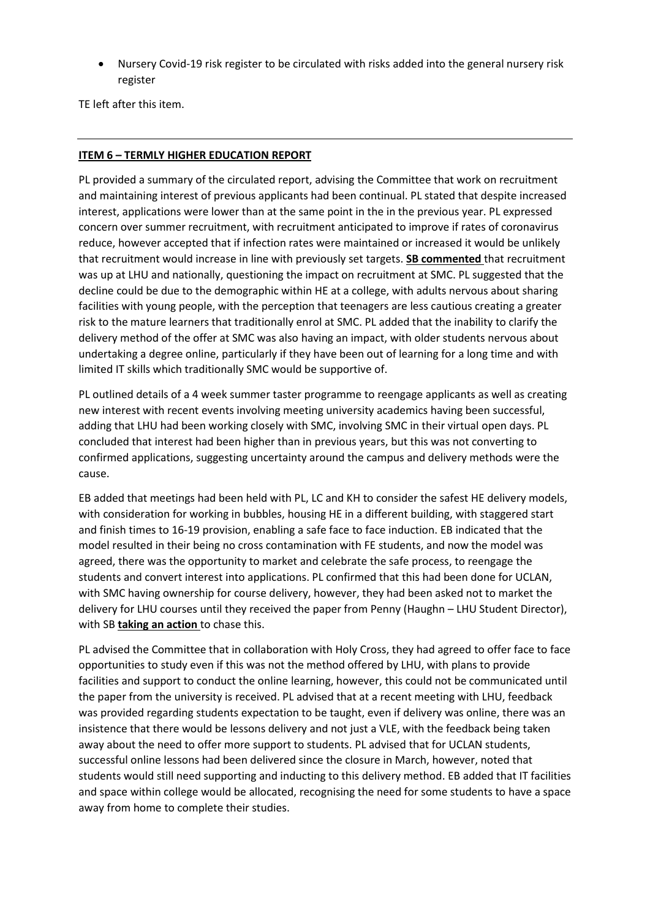- Nursery Covid-19 risk register to be circulated with risks added into the general nursery risk register

TE left after this item.

---

**ITEM 6 – TERMLY HIGHER EDUCATION REPORT**

PL provided a summary of the circulated report, advising the Committee that work on recruitment and maintaining interest of previous applicants had been continual. PL stated that despite increased interest, applications were lower than at the same point in the in the previous year. PL expressed concern over summer recruitment, with recruitment anticipated to improve if rates of coronavirus reduce, however accepted that if infection rates were maintained or increased it would be unlikely that recruitment would increase in line with previously set targets. **SB commented** that recruitment was up at LHU and nationally, questioning the impact on recruitment at SMC. PL suggested that the decline could be due to the demographic within HE at a college, with adults nervous about sharing facilities with young people, with the perception that teenagers are less cautious creating a greater risk to the mature learners that traditionally enrol at SMC. PL added that the inability to clarify the delivery method of the offer at SMC was also having an impact, with older students nervous about undertaking a degree online, particularly if they have been out of learning for a long time and with limited IT skills which traditionally SMC would be supportive of.

PL outlined details of a 4 week summer taster programme to reengage applicants as well as creating new interest with recent events involving meeting university academics having been successful, adding that LHU had been working closely with SMC, involving SMC in their virtual open days. PL concluded that interest had been higher than in previous years, but this was not converting to confirmed applications, suggesting uncertainty around the campus and delivery methods were the cause.

EB added that meetings had been held with PL, LC and KH to consider the safest HE delivery models, with consideration for working in bubbles, housing HE in a different building, with staggered start and finish times to 16-19 provision, enabling a safe face to face induction. EB indicated that the model resulted in their being no cross contamination with FE students, and now the model was agreed, there was the opportunity to market and celebrate the safe process, to reengage the students and convert interest into applications. PL confirmed that this had been done for UCLAN, with SMC having ownership for course delivery, however, they had been asked not to market the delivery for LHU courses until they received the paper from Penny (Haughn – LHU Student Director), with SB **taking an action** to chase this.

PL advised the Committee that in collaboration with Holy Cross, they had agreed to offer face to face opportunities to study even if this was not the method offered by LHU, with plans to provide facilities and support to conduct the online learning, however, this could not be communicated until the paper from the university is received. PL advised that at a recent meeting with LHU, feedback was provided regarding students expectation to be taught, even if delivery was online, there was an insistence that there would be lessons delivery and not just a VLE, with the feedback being taken away about the need to offer more support to students. PL advised that for UCLAN students, successful online lessons had been delivered since the closure in March, however, noted that students would still need supporting and inducting to this delivery method. EB added that IT facilities and space within college would be allocated, recognising the need for some students to have a space away from home to complete their studies.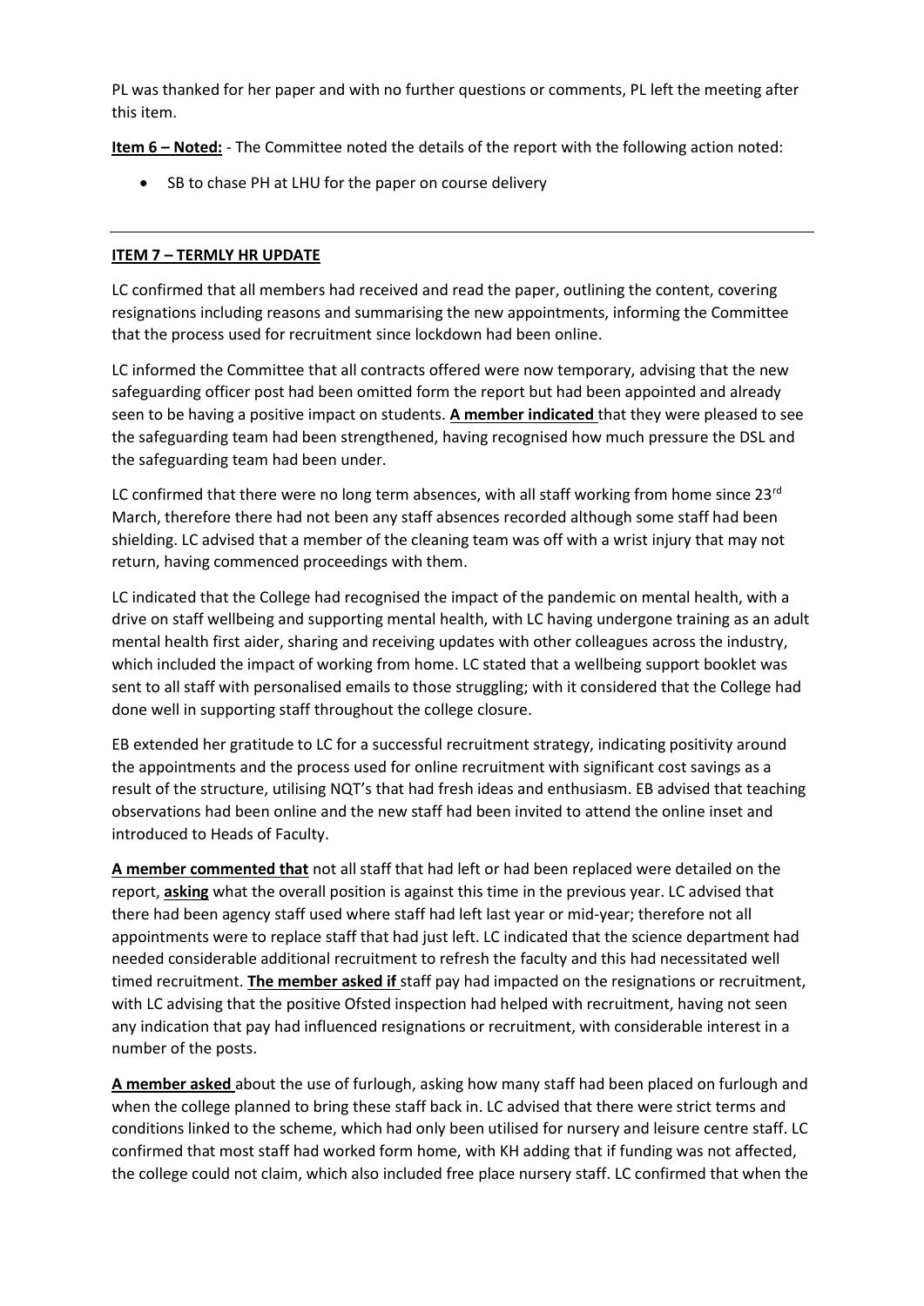PL was thanked for her paper and with no further questions or comments, PL left the meeting after this item.

**Item 6 – Noted:** - The Committee noted the details of the report with the following action noted:

- SB to chase PH at LHU for the paper on course delivery

---

**ITEM 7 – TERMLY HR UPDATE**

LC confirmed that all members had received and read the paper, outlining the content, covering resignations including reasons and summarising the new appointments, informing the Committee that the process used for recruitment since lockdown had been online.

LC informed the Committee that all contracts offered were now temporary, advising that the new safeguarding officer post had been omitted form the report but had been appointed and already seen to be having a positive impact on students. **A member indicated** that they were pleased to see the safeguarding team had been strengthened, having recognised how much pressure the DSL and the safeguarding team had been under.

LC confirmed that there were no long term absences, with all staff working from home since 23rd March, therefore there had not been any staff absences recorded although some staff had been shielding. LC advised that a member of the cleaning team was off with a wrist injury that may not return, having commenced proceedings with them.

LC indicated that the College had recognised the impact of the pandemic on mental health, with a drive on staff wellbeing and supporting mental health, with LC having undergone training as an adult mental health first aider, sharing and receiving updates with other colleagues across the industry, which included the impact of working from home. LC stated that a wellbeing support booklet was sent to all staff with personalised emails to those struggling; with it considered that the College had done well in supporting staff throughout the college closure.

EB extended her gratitude to LC for a successful recruitment strategy, indicating positivity around the appointments and the process used for online recruitment with significant cost savings as a result of the structure, utilising NQT's that had fresh ideas and enthusiasm. EB advised that teaching observations had been online and the new staff had been invited to attend the online inset and introduced to Heads of Faculty.

**A member commented that** not all staff that had left or had been replaced were detailed on the report, **asking** what the overall position is against this time in the previous year. LC advised that there had been agency staff used where staff had left last year or mid-year; therefore not all appointments were to replace staff that had just left. LC indicated that the science department had needed considerable additional recruitment to refresh the faculty and this had necessitated well timed recruitment. **The member asked if** staff pay had impacted on the resignations or recruitment, with LC advising that the positive Ofsted inspection had helped with recruitment, having not seen any indication that pay had influenced resignations or recruitment, with considerable interest in a number of the posts.

**A member asked** about the use of furlough, asking how many staff had been placed on furlough and when the college planned to bring these staff back in. LC advised that there were strict terms and conditions linked to the scheme, which had only been utilised for nursery and leisure centre staff. LC confirmed that most staff had worked form home, with KH adding that if funding was not affected, the college could not claim, which also included free place nursery staff. LC confirmed that when the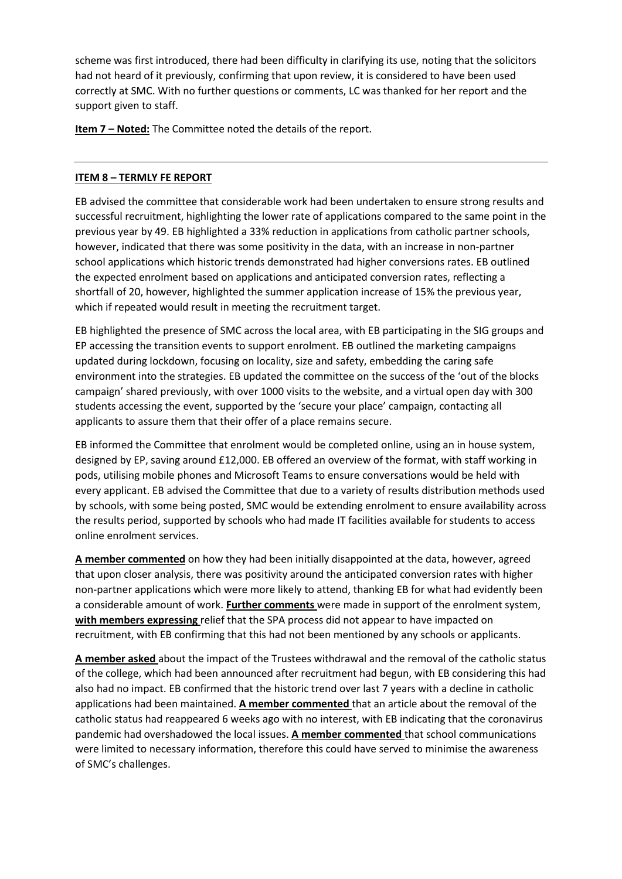scheme was first introduced, there had been difficulty in clarifying its use, noting that the solicitors had not heard of it previously, confirming that upon review, it is considered to have been used correctly at SMC. With no further questions or comments, LC was thanked for her report and the support given to staff.

**Item 7 – Noted:** The Committee noted the details of the report.

---

**ITEM 8 – TERMLY FE REPORT**

EB advised the committee that considerable work had been undertaken to ensure strong results and successful recruitment, highlighting the lower rate of applications compared to the same point in the previous year by 49. EB highlighted a 33% reduction in applications from catholic partner schools, however, indicated that there was some positivity in the data, with an increase in non-partner school applications which historic trends demonstrated had higher conversions rates. EB outlined the expected enrolment based on applications and anticipated conversion rates, reflecting a shortfall of 20, however, highlighted the summer application increase of 15% the previous year, which if repeated would result in meeting the recruitment target.

EB highlighted the presence of SMC across the local area, with EB participating in the SIG groups and EP accessing the transition events to support enrolment. EB outlined the marketing campaigns updated during lockdown, focusing on locality, size and safety, embedding the caring safe environment into the strategies. EB updated the committee on the success of the 'out of the blocks campaign' shared previously, with over 1000 visits to the website, and a virtual open day with 300 students accessing the event, supported by the 'secure your place' campaign, contacting all applicants to assure them that their offer of a place remains secure.

EB informed the Committee that enrolment would be completed online, using an in house system, designed by EP, saving around £12,000. EB offered an overview of the format, with staff working in pods, utilising mobile phones and Microsoft Teams to ensure conversations would be held with every applicant. EB advised the Committee that due to a variety of results distribution methods used by schools, with some being posted, SMC would be extending enrolment to ensure availability across the results period, supported by schools who had made IT facilities available for students to access online enrolment services.

**A member commented** on how they had been initially disappointed at the data, however, agreed that upon closer analysis, there was positivity around the anticipated conversion rates with higher non-partner applications which were more likely to attend, thanking EB for what had evidently been a considerable amount of work. **Further comments** were made in support of the enrolment system, **with members expressing** relief that the SPA process did not appear to have impacted on recruitment, with EB confirming that this had not been mentioned by any schools or applicants.

**A member asked** about the impact of the Trustees withdrawal and the removal of the catholic status of the college, which had been announced after recruitment had begun, with EB considering this had also had no impact. EB confirmed that the historic trend over last 7 years with a decline in catholic applications had been maintained. **A member commented** that an article about the removal of the catholic status had reappeared 6 weeks ago with no interest, with EB indicating that the coronavirus pandemic had overshadowed the local issues. **A member commented** that school communications were limited to necessary information, therefore this could have served to minimise the awareness of SMC's challenges.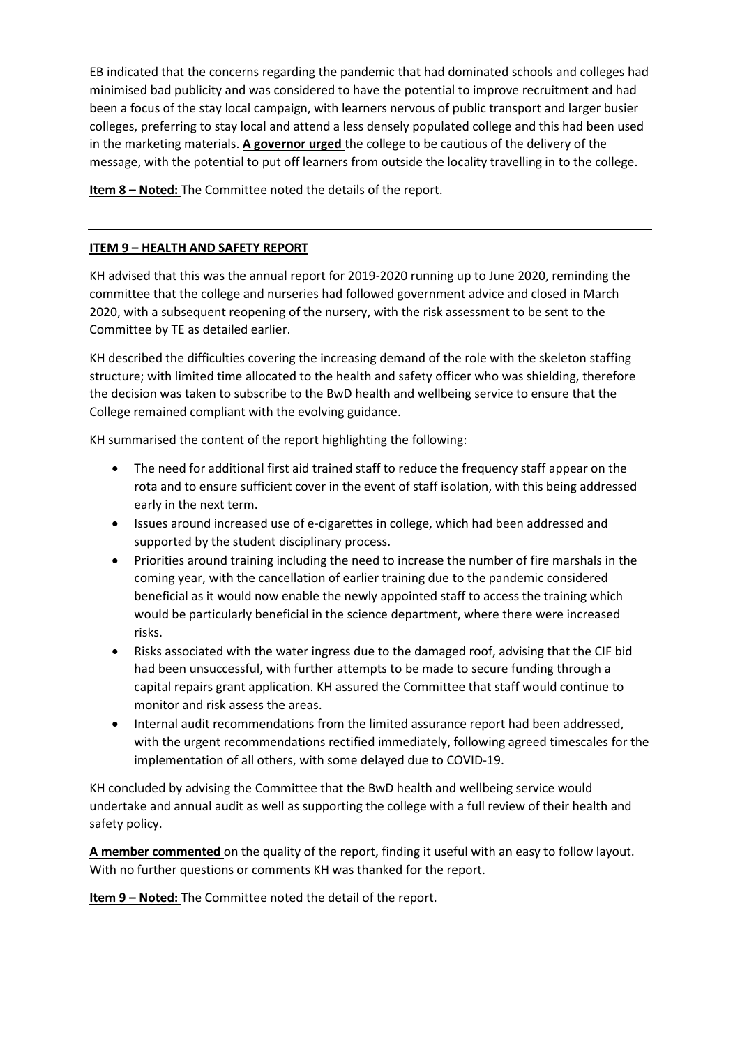EB indicated that the concerns regarding the pandemic that had dominated schools and colleges had minimised bad publicity and was considered to have the potential to improve recruitment and had been a focus of the stay local campaign, with learners nervous of public transport and larger busier colleges, preferring to stay local and attend a less densely populated college and this had been used in the marketing materials. **A governor urged** the college to be cautious of the delivery of the message, with the potential to put off learners from outside the locality travelling in to the college.

**Item 8 – Noted:** The Committee noted the details of the report.

---

## ITEM 9 – HEALTH AND SAFETY REPORT

KH advised that this was the annual report for 2019-2020 running up to June 2020, reminding the committee that the college and nurseries had followed government advice and closed in March 2020, with a subsequent reopening of the nursery, with the risk assessment to be sent to the Committee by TE as detailed earlier.

KH described the difficulties covering the increasing demand of the role with the skeleton staffing structure; with limited time allocated to the health and safety officer who was shielding, therefore the decision was taken to subscribe to the BwD health and wellbeing service to ensure that the College remained compliant with the evolving guidance.

KH summarised the content of the report highlighting the following:

- The need for additional first aid trained staff to reduce the frequency staff appear on the rota and to ensure sufficient cover in the event of staff isolation, with this being addressed early in the next term.
- Issues around increased use of e-cigarettes in college, which had been addressed and supported by the student disciplinary process.
- Priorities around training including the need to increase the number of fire marshals in the coming year, with the cancellation of earlier training due to the pandemic considered beneficial as it would now enable the newly appointed staff to access the training which would be particularly beneficial in the science department, where there were increased risks.
- Risks associated with the water ingress due to the damaged roof, advising that the CIF bid had been unsuccessful, with further attempts to be made to secure funding through a capital repairs grant application. KH assured the Committee that staff would continue to monitor and risk assess the areas.
- Internal audit recommendations from the limited assurance report had been addressed, with the urgent recommendations rectified immediately, following agreed timescales for the implementation of all others, with some delayed due to COVID-19.

KH concluded by advising the Committee that the BwD health and wellbeing service would undertake and annual audit as well as supporting the college with a full review of their health and safety policy.

**A member commented** on the quality of the report, finding it useful with an easy to follow layout. With no further questions or comments KH was thanked for the report.

**Item 9 – Noted:** The Committee noted the detail of the report.

---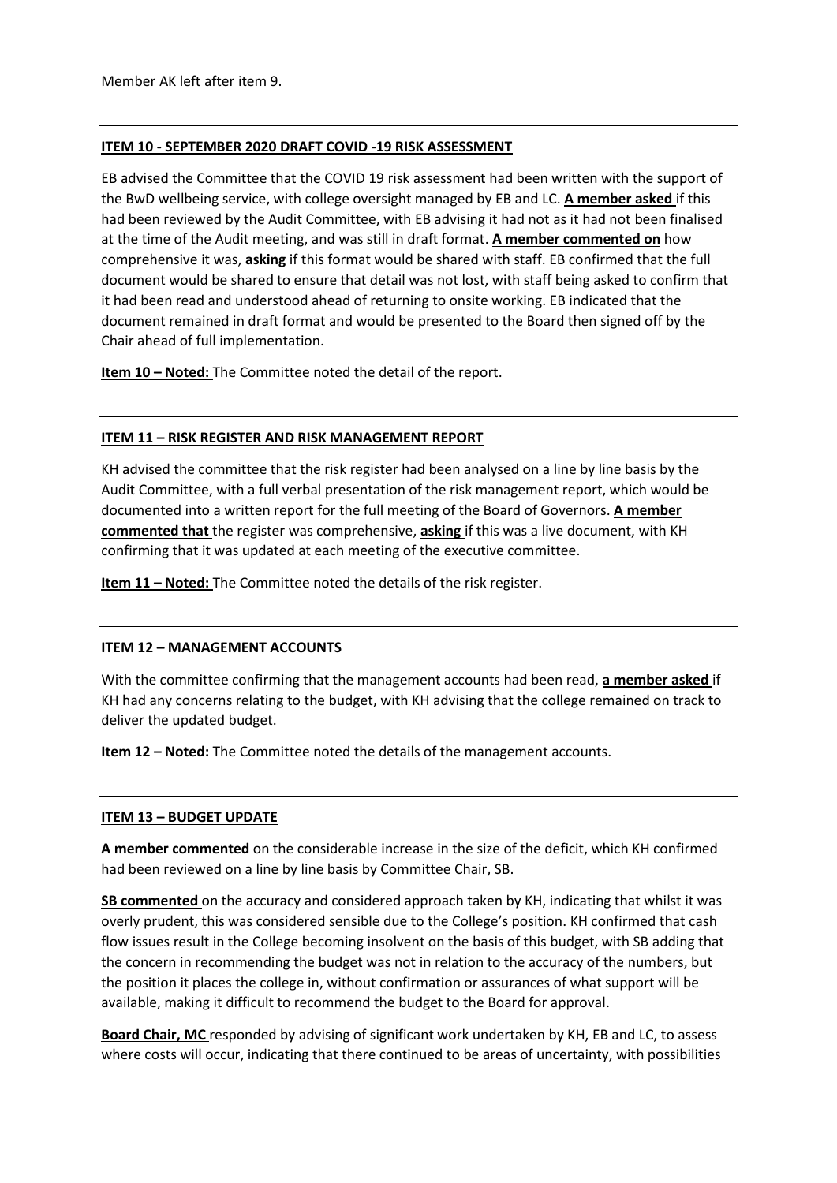Member AK left after item 9.

---

**ITEM 10 - SEPTEMBER 2020 DRAFT COVID -19 RISK ASSESSMENT**

EB advised the Committee that the COVID 19 risk assessment had been written with the support of the BwD wellbeing service, with college oversight managed by EB and LC. **A member asked** if this had been reviewed by the Audit Committee, with EB advising it had not as it had not been finalised at the time of the Audit meeting, and was still in draft format. **A member commented on** how comprehensive it was, **asking** if this format would be shared with staff. EB confirmed that the full document would be shared to ensure that detail was not lost, with staff being asked to confirm that it had been read and understood ahead of returning to onsite working. EB indicated that the document remained in draft format and would be presented to the Board then signed off by the Chair ahead of full implementation.

**Item 10 – Noted:** The Committee noted the detail of the report.

---

**ITEM 11 – RISK REGISTER AND RISK MANAGEMENT REPORT**

KH advised the committee that the risk register had been analysed on a line by line basis by the Audit Committee, with a full verbal presentation of the risk management report, which would be documented into a written report for the full meeting of the Board of Governors. **A member commented that** the register was comprehensive, **asking** if this was a live document, with KH confirming that it was updated at each meeting of the executive committee.

**Item 11 – Noted:** The Committee noted the details of the risk register.

---

**ITEM 12 – MANAGEMENT ACCOUNTS**

With the committee confirming that the management accounts had been read, **a member asked** if KH had any concerns relating to the budget, with KH advising that the college remained on track to deliver the updated budget.

**Item 12 – Noted:** The Committee noted the details of the management accounts.

---

**ITEM 13 – BUDGET UPDATE**

**A member commented** on the considerable increase in the size of the deficit, which KH confirmed had been reviewed on a line by line basis by Committee Chair, SB.

**SB commented** on the accuracy and considered approach taken by KH, indicating that whilst it was overly prudent, this was considered sensible due to the College's position. KH confirmed that cash flow issues result in the College becoming insolvent on the basis of this budget, with SB adding that the concern in recommending the budget was not in relation to the accuracy of the numbers, but the position it places the college in, without confirmation or assurances of what support will be available, making it difficult to recommend the budget to the Board for approval.

**Board Chair, MC** responded by advising of significant work undertaken by KH, EB and LC, to assess where costs will occur, indicating that there continued to be areas of uncertainty, with possibilities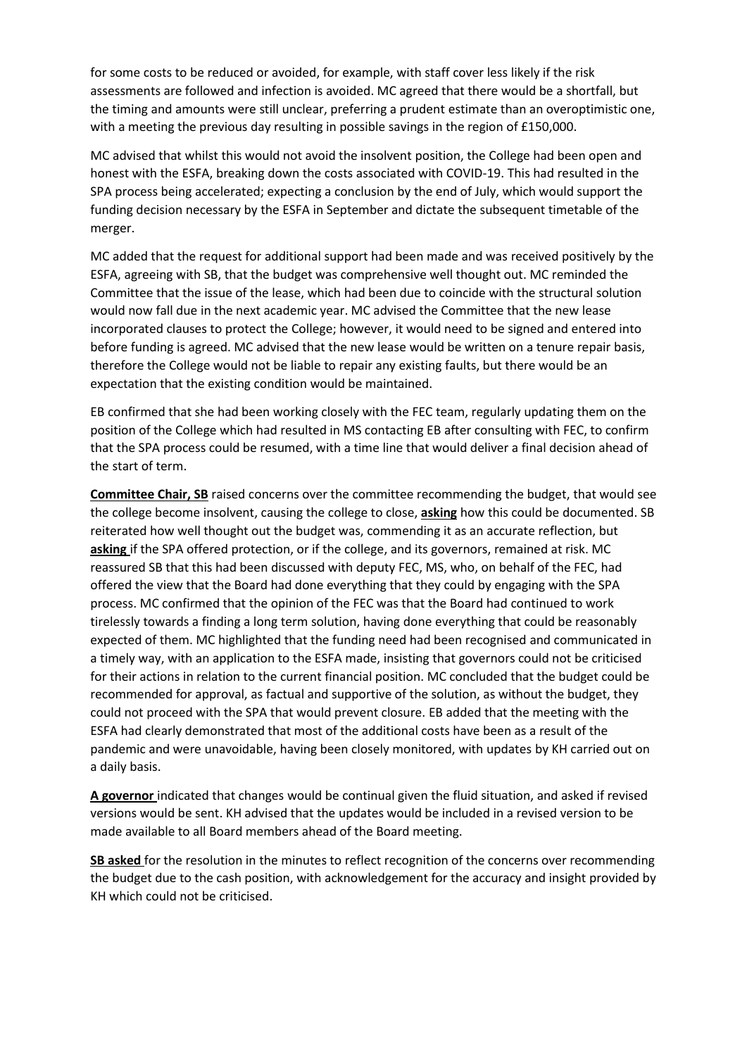for some costs to be reduced or avoided, for example, with staff cover less likely if the risk assessments are followed and infection is avoided. MC agreed that there would be a shortfall, but the timing and amounts were still unclear, preferring a prudent estimate than an overoptimistic one, with a meeting the previous day resulting in possible savings in the region of £150,000.

MC advised that whilst this would not avoid the insolvent position, the College had been open and honest with the ESFA, breaking down the costs associated with COVID-19. This had resulted in the SPA process being accelerated; expecting a conclusion by the end of July, which would support the funding decision necessary by the ESFA in September and dictate the subsequent timetable of the merger.

MC added that the request for additional support had been made and was received positively by the ESFA, agreeing with SB, that the budget was comprehensive well thought out. MC reminded the Committee that the issue of the lease, which had been due to coincide with the structural solution would now fall due in the next academic year. MC advised the Committee that the new lease incorporated clauses to protect the College; however, it would need to be signed and entered into before funding is agreed. MC advised that the new lease would be written on a tenure repair basis, therefore the College would not be liable to repair any existing faults, but there would be an expectation that the existing condition would be maintained.

EB confirmed that she had been working closely with the FEC team, regularly updating them on the position of the College which had resulted in MS contacting EB after consulting with FEC, to confirm that the SPA process could be resumed, with a time line that would deliver a final decision ahead of the start of term.

**Committee Chair, SB** raised concerns over the committee recommending the budget, that would see the college become insolvent, causing the college to close, **asking** how this could be documented. SB reiterated how well thought out the budget was, commending it as an accurate reflection, but **asking** if the SPA offered protection, or if the college, and its governors, remained at risk. MC reassured SB that this had been discussed with deputy FEC, MS, who, on behalf of the FEC, had offered the view that the Board had done everything that they could by engaging with the SPA process. MC confirmed that the opinion of the FEC was that the Board had continued to work tirelessly towards a finding a long term solution, having done everything that could be reasonably expected of them. MC highlighted that the funding need had been recognised and communicated in a timely way, with an application to the ESFA made, insisting that governors could not be criticised for their actions in relation to the current financial position. MC concluded that the budget could be recommended for approval, as factual and supportive of the solution, as without the budget, they could not proceed with the SPA that would prevent closure. EB added that the meeting with the ESFA had clearly demonstrated that most of the additional costs have been as a result of the pandemic and were unavoidable, having been closely monitored, with updates by KH carried out on a daily basis.

**A governor** indicated that changes would be continual given the fluid situation, and asked if revised versions would be sent. KH advised that the updates would be included in a revised version to be made available to all Board members ahead of the Board meeting.

**SB asked** for the resolution in the minutes to reflect recognition of the concerns over recommending the budget due to the cash position, with acknowledgement for the accuracy and insight provided by KH which could not be criticised.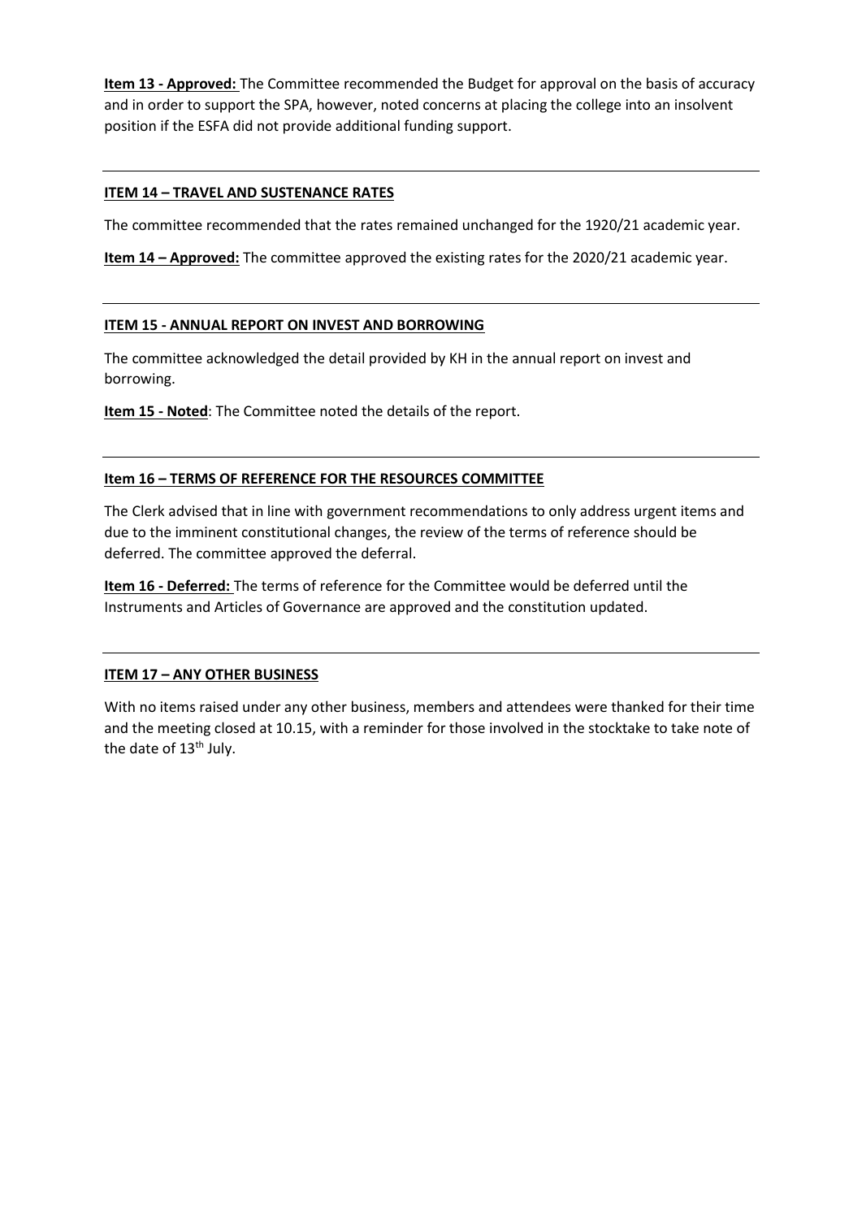**Item 13 - Approved:** The Committee recommended the Budget for approval on the basis of accuracy and in order to support the SPA, however, noted concerns at placing the college into an insolvent position if the ESFA did not provide additional funding support.

---

## ITEM 14 – TRAVEL AND SUSTENANCE RATES

The committee recommended that the rates remained unchanged for the 1920/21 academic year.

**Item 14 – Approved:** The committee approved the existing rates for the 2020/21 academic year.

---

## ITEM 15 - ANNUAL REPORT ON INVEST AND BORROWING

The committee acknowledged the detail provided by KH in the annual report on invest and borrowing.

**Item 15 - Noted**: The Committee noted the details of the report.

---

## Item 16 – TERMS OF REFERENCE FOR THE RESOURCES COMMITTEE

The Clerk advised that in line with government recommendations to only address urgent items and due to the imminent constitutional changes, the review of the terms of reference should be deferred. The committee approved the deferral.

**Item 16 - Deferred:** The terms of reference for the Committee would be deferred until the Instruments and Articles of Governance are approved and the constitution updated.

---

## ITEM 17 – ANY OTHER BUSINESS

With no items raised under any other business, members and attendees were thanked for their time and the meeting closed at 10.15, with a reminder for those involved in the stocktake to take note of the date of 13th July.